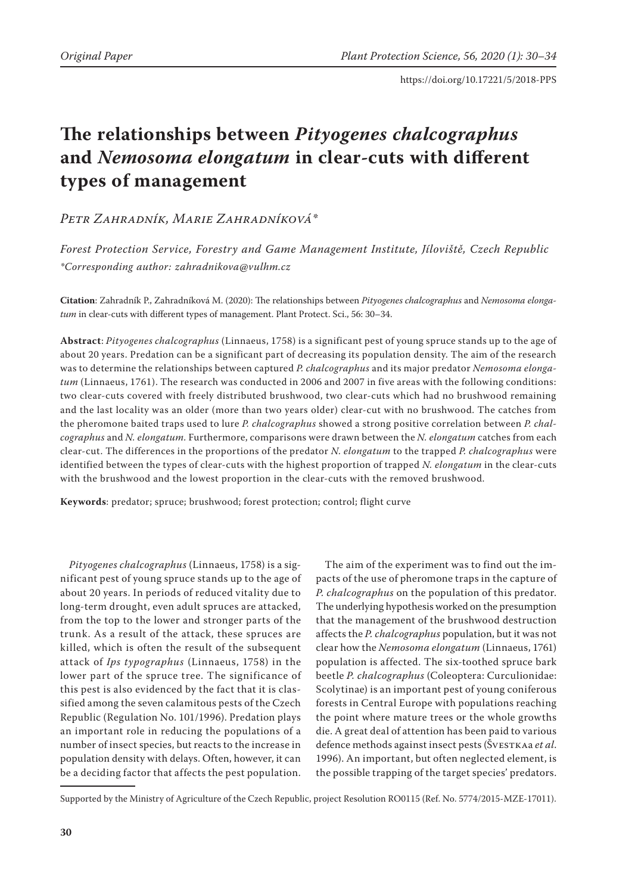# The relationships between *Pityogenes chalcographus* and *Nemosoma elongatum* in clear-cuts with different types of management

*Petr Zahradník, Marie Zahradníková\**

*Forest Protection Service, Forestry and Game Management Institute, Jíloviště, Czech Republic*
*\*Corresponding author: zahradnikova@vulhm.cz*

**Citation**: Zahradník P., Zahradníková M. (2020): The relationships between *Pityogenes chalcographus* and *Nemosoma elongatum* in clear-cuts with different types of management. Plant Protect. Sci., 56: 30–34.

**Abstract**: *Pityogenes chalcographus* (Linnaeus, 1758) is a significant pest of young spruce stands up to the age of about 20 years. Predation can be a significant part of decreasing its population density. The aim of the research was to determine the relationships between captured *P. chalcographus* and its major predator *Nemosoma elongatum* (Linnaeus, 1761). The research was conducted in 2006 and 2007 in five areas with the following conditions: two clear-cuts covered with freely distributed brushwood, two clear-cuts which had no brushwood remaining and the last locality was an older (more than two years older) clear-cut with no brushwood. The catches from the pheromone baited traps used to lure *P. chalcographus* showed a strong positive correlation between *P. chalcographus* and *N. elongatum*. Furthermore, comparisons were drawn between the *N. elongatum* catches from each clear-cut. The differences in the proportions of the predator *N. elongatum* to the trapped *P. chalcographus* were identified between the types of clear-cuts with the highest proportion of trapped *N. elongatum* in the clear-cuts with the brushwood and the lowest proportion in the clear-cuts with the removed brushwood.

**Keywords**: predator; spruce; brushwood; forest protection; control; flight curve

*Pityogenes chalcographus* (Linnaeus, 1758) is a significant pest of young spruce stands up to the age of about 20 years. In periods of reduced vitality due to long-term drought, even adult spruces are attacked, from the top to the lower and stronger parts of the trunk. As a result of the attack, these spruces are killed, which is often the result of the subsequent attack of *Ips typographus* (Linnaeus, 1758) in the lower part of the spruce tree. The significance of this pest is also evidenced by the fact that it is classified among the seven calamitous pests of the Czech Republic (Regulation No. 101/1996). Predation plays an important role in reducing the populations of a number of insect species, but reacts to the increase in population density with delays. Often, however, it can be a deciding factor that affects the pest population.

The aim of the experiment was to find out the impacts of the use of pheromone traps in the capture of *P. chalcographus* on the population of this predator. The underlying hypothesis worked on the presumption that the management of the brushwood destruction affects the *P. chalcographus* population, but it was not clear how the *Nemosoma elongatum* (Linnaeus, 1761) population is affected. The six-toothed spruce bark beetle *P. chalcographus* (Coleoptera: Curculionidae: Scolytinae) is an important pest of young coniferous forests in Central Europe with populations reaching the point where mature trees or the whole growths die. A great deal of attention has been paid to various defence methods against insect pests (Švestkaa *et al*. 1996). An important, but often neglected element, is the possible trapping of the target species' predators.

Supported by the Ministry of Agriculture of the Czech Republic, project Resolution RO0115 (Ref. No. 5774/2015-MZE-17011).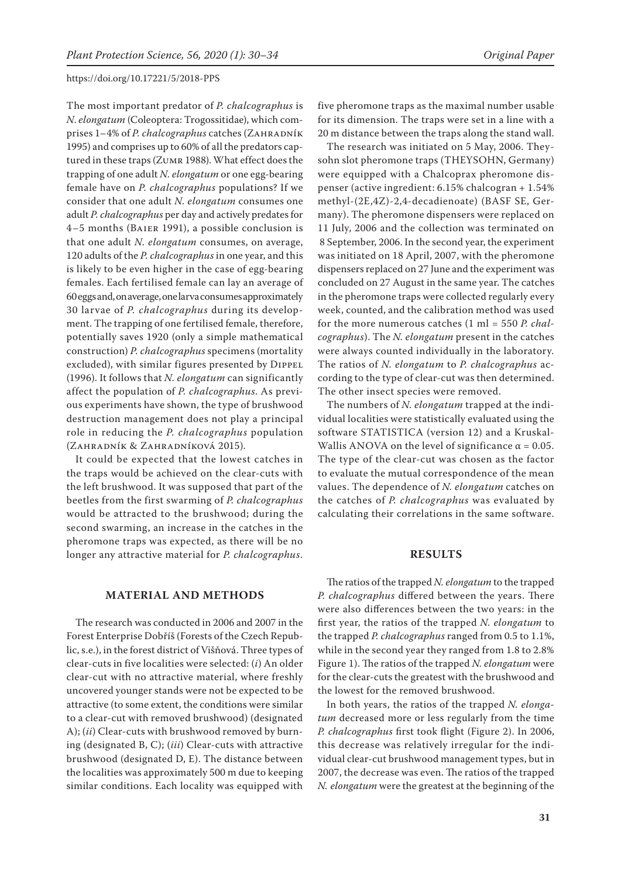The most important predator of *P. chalcographus* is *N. elongatum* (Coleoptera: Trogossitidae), which comprises 1–4% of *P. chalcographus* catches (Zahradník 1995) and comprises up to 60% of all the predators captured in these traps (Zumr 1988). What effect does the trapping of one adult *N. elongatum* or one egg-bearing female have on *P. chalcographus* populations? If we consider that one adult *N. elongatum* consumes one adult *P. chalcographus* per day and actively predates for 4–5 months (Baier 1991), a possible conclusion is that one adult *N. elongatum* consumes, on average, 120 adults of the *P. chalcographus* in one year, and this is likely to be even higher in the case of egg-bearing females. Each fertilised female can lay an average of 60 eggs and, on average, one larva consumes approximately 30 larvae of *P. chalcographus* during its development. The trapping of one fertilised female, therefore, potentially saves 1920 (only a simple mathematical construction) *P. chalcographus* specimens (mortality excluded), with similar figures presented by Dippel (1996). It follows that *N. elongatum* can significantly affect the population of *P. chalcographus*. As previous experiments have shown, the type of brushwood destruction management does not play a principal role in reducing the *P. chalcographus* population (Zahradník & Zahradníková 2015).

It could be expected that the lowest catches in the traps would be achieved on the clear-cuts with the left brushwood. It was supposed that part of the beetles from the first swarming of *P. chalcographus* would be attracted to the brushwood; during the second swarming, an increase in the catches in the pheromone traps was expected, as there will be no longer any attractive material for *P. chalcographus*.

## MATERIAL AND METHODS

The research was conducted in 2006 and 2007 in the Forest Enterprise Dobříš (Forests of the Czech Republic, s.e.), in the forest district of Višňová. Three types of clear-cuts in five localities were selected: (*i*) An older clear-cut with no attractive material, where freshly uncovered younger stands were not be expected to be attractive (to some extent, the conditions were similar to a clear-cut with removed brushwood) (designated A); (*ii*) Clear-cuts with brushwood removed by burning (designated B, C); (*iii*) Clear-cuts with attractive brushwood (designated D, E). The distance between the localities was approximately 500 m due to keeping similar conditions. Each locality was equipped with five pheromone traps as the maximal number usable for its dimension. The traps were set in a line with a 20 m distance between the traps along the stand wall.

The research was initiated on 5 May, 2006. Theysohn slot pheromone traps (THEYSOHN, Germany) were equipped with a Chalcoprax pheromone dispenser (active ingredient: 6.15% chalcogran + 1.54% methyl-(2E,4Z)-2,4-decadienoate) (BASF SE, Germany). The pheromone dispensers were replaced on 11 July, 2006 and the collection was terminated on 8 September, 2006. In the second year, the experiment was initiated on 18 April, 2007, with the pheromone dispensers replaced on 27 June and the experiment was concluded on 27 August in the same year. The catches in the pheromone traps were collected regularly every week, counted, and the calibration method was used for the more numerous catches (1 ml = 550 *P. chalcographus*). The *N. elongatum* present in the catches were always counted individually in the laboratory. The ratios of *N. elongatum* to *P. chalcographus* according to the type of clear-cut was then determined. The other insect species were removed.

The numbers of *N. elongatum* trapped at the individual localities were statistically evaluated using the software STATISTICA (version 12) and a Kruskal-Wallis ANOVA on the level of significance $\alpha = 0.05$. The type of the clear-cut was chosen as the factor to evaluate the mutual correspondence of the mean values. The dependence of *N. elongatum* catches on the catches of *P. chalcographus* was evaluated by calculating their correlations in the same software.

## RESULTS

The ratios of the trapped *N. elongatum* to the trapped *P. chalcographus* differed between the years. There were also differences between the two years: in the first year, the ratios of the trapped *N. elongatum* to the trapped *P. chalcographus* ranged from 0.5 to 1.1%, while in the second year they ranged from 1.8 to 2.8% Figure 1). The ratios of the trapped *N. elongatum* were for the clear-cuts the greatest with the brushwood and the lowest for the removed brushwood.

In both years, the ratios of the trapped *N. elongatum* decreased more or less regularly from the time *P. chalcographus* first took flight (Figure 2). In 2006, this decrease was relatively irregular for the individual clear-cut brushwood management types, but in 2007, the decrease was even. The ratios of the trapped *N. elongatum* were the greatest at the beginning of the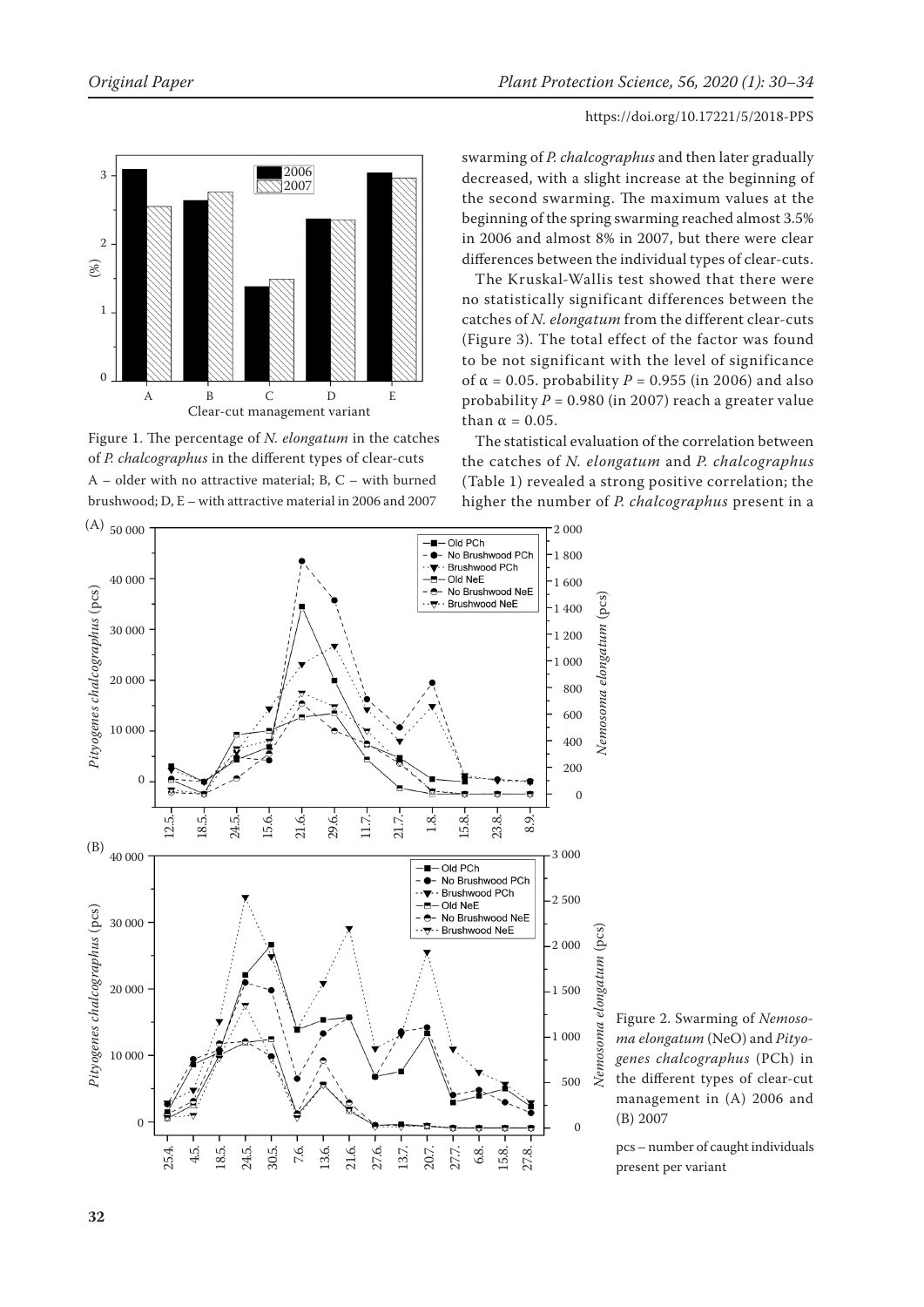Figure 1. The percentage of *N. elongatum* in the catches of *P. chalcographus* in the different types of clear-cuts A – older with no attractive material; B, C – with burned brushwood; D, E – with attractive material in 2006 and 2007

swarming of *P. chalcographus* and then later gradually decreased, with a slight increase at the beginning of the second swarming. The maximum values at the beginning of the spring swarming reached almost 3.5% in 2006 and almost 8% in 2007, but there were clear differences between the individual types of clear-cuts.

The Kruskal-Wallis test showed that there were no statistically significant differences between the catches of *N. elongatum* from the different clear-cuts (Figure 3). The total effect of the factor was found to be not significant with the level of significance of $\alpha = 0.05$. probability $P = 0.955$ (in 2006) and also probability $P = 0.980$ (in 2007) reach a greater value than $\alpha = 0.05$.

The statistical evaluation of the correlation between the catches of *N. elongatum* and *P. chalcographus* (Table 1) revealed a strong positive correlation; the higher the number of *P. chalcographus* present in a

Figure 2. Swarming of *Nemosoma elongatum* (NeO) and *Pityogenes chalcographus* (PCh) in the different types of clear-cut management in (A) 2006 and (B) 2007

pcs – number of caught individuals present per variant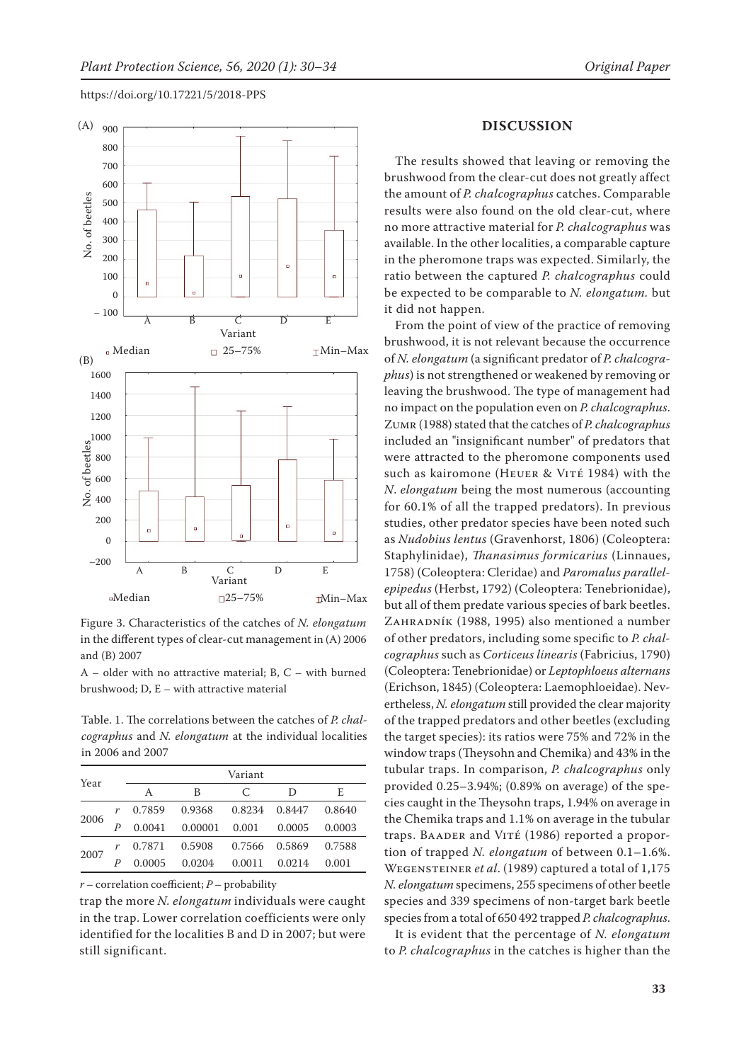Figure 3. Characteristics of the catches of *N. elongatum* in the different types of clear-cut management in (A) 2006 and (B) 2007

A – older with no attractive material; B, C – with burned brushwood; D, E – with attractive material

Table. 1. The correlations between the catches of *P. chalcographus* and *N. elongatum* at the individual localities in 2006 and 2007

| Year | | Variant | | | | |
|---|---|---|---|---|---|---|
| | | A | B | C | D | E |
| 2006 | *r* | 0.7859 | 0.9368 | 0.8234 | 0.8447 | 0.8640 |
| | *P* | 0.0041 | 0.00001 | 0.001 | 0.0005 | 0.0003 |
| 2007 | *r* | 0.7871 | 0.5908 | 0.7566 | 0.5869 | 0.7588 |
| | *P* | 0.0005 | 0.0204 | 0.0011 | 0.0214 | 0.001 |

*r* – correlation coefficient; *P* – probability

trap the more *N. elongatum* individuals were caught in the trap. Lower correlation coefficients were only identified for the localities B and D in 2007; but were still significant.

## DISCUSSION

The results showed that leaving or removing the brushwood from the clear-cut does not greatly affect the amount of *P. chalcographus* catches. Comparable results were also found on the old clear-cut, where no more attractive material for *P. chalcographus* was available. In the other localities, a comparable capture in the pheromone traps was expected. Similarly, the ratio between the captured *P. chalcographus* could be expected to be comparable to *N. elongatum.* but it did not happen.

From the point of view of the practice of removing brushwood, it is not relevant because the occurrence of *N. elongatum* (a significant predator of *P. chalcographus*) is not strengthened or weakened by removing or leaving the brushwood. The type of management had no impact on the population even on *P. chalcographus*. Zumr (1988) stated that the catches of *P. chalcographus* included an "insignificant number" of predators that were attracted to the pheromone components used such as kairomone (Heuer & Vité 1984) with the *N*. *elongatum* being the most numerous (accounting for 60.1% of all the trapped predators). In previous studies, other predator species have been noted such as *Nudobius lentus* (Gravenhorst, 1806) (Coleoptera: Staphylinidae), *Thanasimus formicarius* (Linnaues, 1758) (Coleoptera: Cleridae) and *Paromalus parallelepipedus* (Herbst, 1792) (Coleoptera: Tenebrionidae), but all of them predate various species of bark beetles. Zahradník (1988, 1995) also mentioned a number of other predators, including some specific to *P. chalcographus* such as *Corticeus linearis* (Fabricius, 1790) (Coleoptera: Tenebrionidae) or *Leptophloeus alternans* (Erichson, 1845) (Coleoptera: Laemophloeidae). Nevertheless, *N. elongatum* still provided the clear majority of the trapped predators and other beetles (excluding the target species): its ratios were 75% and 72% in the window traps (Theysohn and Chemika) and 43% in the tubular traps. In comparison, *P. chalcographus* only provided 0.25–3.94%; (0.89% on average) of the species caught in the Theysohn traps, 1.94% on average in the Chemika traps and 1.1% on average in the tubular traps. Baader and Vité (1986) reported a proportion of trapped *N. elongatum* of between 0.1–1.6%. Wegensteiner *et al*. (1989) captured a total of 1,175 *N. elongatum* specimens, 255 specimens of other beetle species and 339 specimens of non-target bark beetle species from a total of 650 492 trapped *P. chalcographus.*

It is evident that the percentage of *N. elongatum* to *P. chalcographus* in the catches is higher than the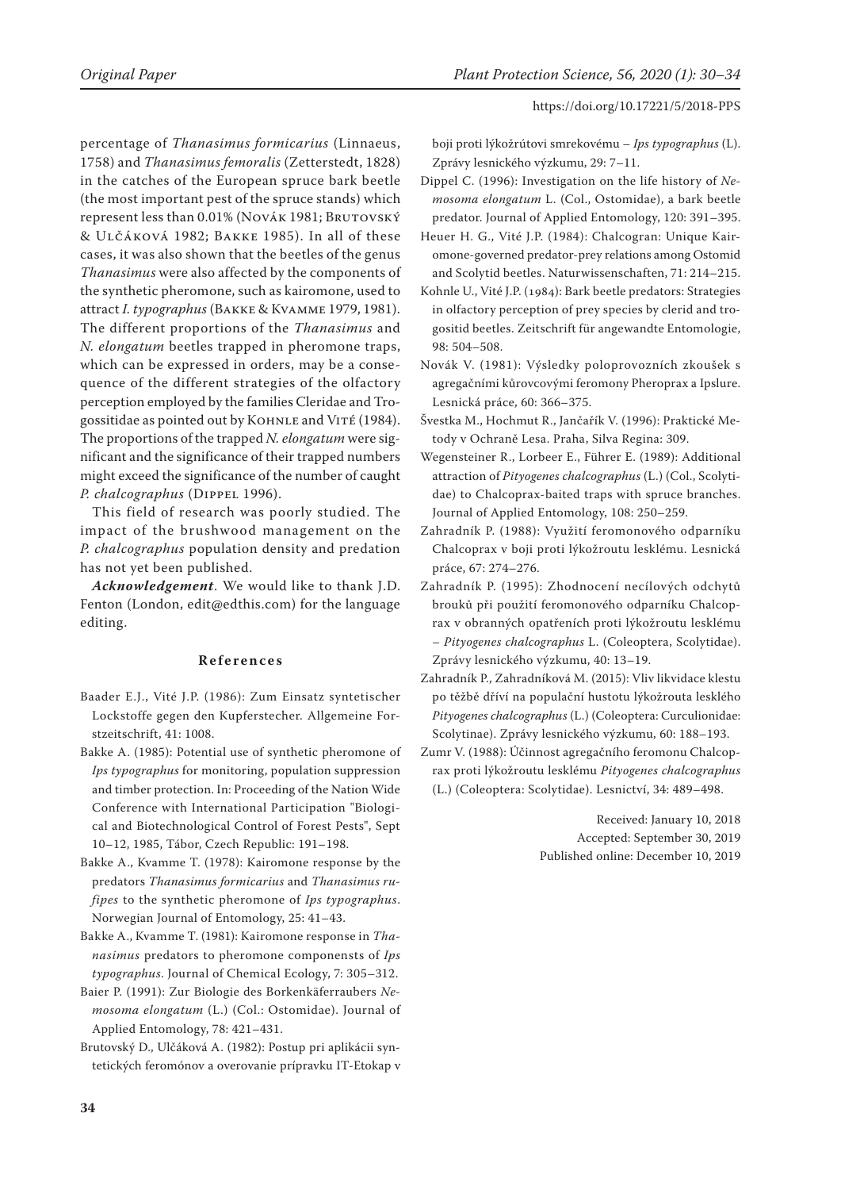percentage of *Thanasimus formicarius* (Linnaeus, 1758) and *Thanasimus femoralis* (Zetterstedt, 1828) in the catches of the European spruce bark beetle (the most important pest of the spruce stands) which represent less than 0.01% (Novák 1981; Brutovský & Ulčáková 1982; Bakke 1985). In all of these cases, it was also shown that the beetles of the genus *Thanasimus* were also affected by the components of the synthetic pheromone, such as kairomone, used to attract *I. typographus* (Bakke & Kvamme 1979, 1981). The different proportions of the *Thanasimus* and *N. elongatum* beetles trapped in pheromone traps, which can be expressed in orders, may be a consequence of the different strategies of the olfactory perception employed by the families Cleridae and Trogossitidae as pointed out by Kohnle and Vité (1984). The proportions of the trapped *N. elongatum* were significant and the significance of their trapped numbers might exceed the significance of the number of caught *P. chalcographus* (Dippel 1996).

This field of research was poorly studied. The impact of the brushwood management on the *P. chalcographus* population density and predation has not yet been published.

***Acknowledgement***. We would like to thank J.D. Fenton (London, edit@edthis.com) for the language editing.

## References

Baader E.J., Vité J.P. (1986): Zum Einsatz syntetischer Lockstoffe gegen den Kupferstecher. Allgemeine Forstzeitschrift, 41: 1008.

Bakke A. (1985): Potential use of synthetic pheromone of *Ips typographus* for monitoring, population suppression and timber protection. In: Proceeding of the Nation Wide Conference with International Participation "Biological and Biotechnological Control of Forest Pests", Sept 10–12, 1985, Tábor, Czech Republic: 191–198.

Bakke A., Kvamme T. (1978): Kairomone response by the predators *Thanasimus formicarius* and *Thanasimus rufipes* to the synthetic pheromone of *Ips typographus*. Norwegian Journal of Entomology, 25: 41–43.

Bakke A., Kvamme T. (1981): Kairomone response in *Thanasimus* predators to pheromone componensts of *Ips typographus*. Journal of Chemical Ecology, 7: 305–312.

Baier P. (1991): Zur Biologie des Borkenkäferraubers *Nemosoma elongatum* (L.) (Col.: Ostomidae). Journal of Applied Entomology, 78: 421–431.

Brutovský D., Ulčáková A. (1982): Postup pri aplikácii syntetických feromónov a overovanie prípravku IT-Etokap v boji proti lýkožrútovi smrekovému – *Ips typographus* (L). Zprávy lesnického výzkumu, 29: 7–11.

Dippel C. (1996): Investigation on the life history of *Nemosoma elongatum* L. (Col., Ostomidae), a bark beetle predator. Journal of Applied Entomology, 120: 391–395.

Heuer H. G., Vité J.P. (1984): Chalcogran: Unique Kairomone-governed predator-prey relations among Ostomid and Scolytid beetles. Naturwissenschaften, 71: 214–215.

Kohnle U., Vité J.P. (1984): Bark beetle predators: Strategies in olfactory perception of prey species by clerid and trogositid beetles. Zeitschrift für angewandte Entomologie, 98: 504–508.

Novák V. (1981): Výsledky poloprovozních zkoušek s agregačními kůrovcovými feromony Pheroprax a Ipslure. Lesnická práce, 60: 366–375.

Švestka M., Hochmut R., Jančařík V. (1996): Praktické Metody v Ochraně Lesa. Praha, Silva Regina: 309.

Wegensteiner R., Lorbeer E., Führer E. (1989): Additional attraction of *Pityogenes chalcographus* (L.) (Col., Scolytidae) to Chalcoprax-baited traps with spruce branches. Journal of Applied Entomology, 108: 250–259.

Zahradník P. (1988): Využití feromonového odparníku Chalcoprax v boji proti lýkožroutu lesklému. Lesnická práce, 67: 274–276.

Zahradník P. (1995): Zhodnocení necílových odchytů brouků při použití feromonového odparníku Chalcoprax v obranných opatřeních proti lýkožroutu lesklému – *Pityogenes chalcographus* L. (Coleoptera, Scolytidae). Zprávy lesnického výzkumu, 40: 13–19.

Zahradník P., Zahradníková M. (2015): Vliv likvidace klestu po těžbě dříví na populační hustotu lýkožrouta lesklého *Pityogenes chalcographus* (L.) (Coleoptera: Curculionidae: Scolytinae). Zprávy lesnického výzkumu, 60: 188–193.

Zumr V. (1988): Účinnost agregačního feromonu Chalcoprax proti lýkožroutu lesklému *Pityogenes chalcographus* (L.) (Coleoptera: Scolytidae). Lesnictví, 34: 489–498.

Received: January 10, 2018
Accepted: September 30, 2019
Published online: December 10, 2019